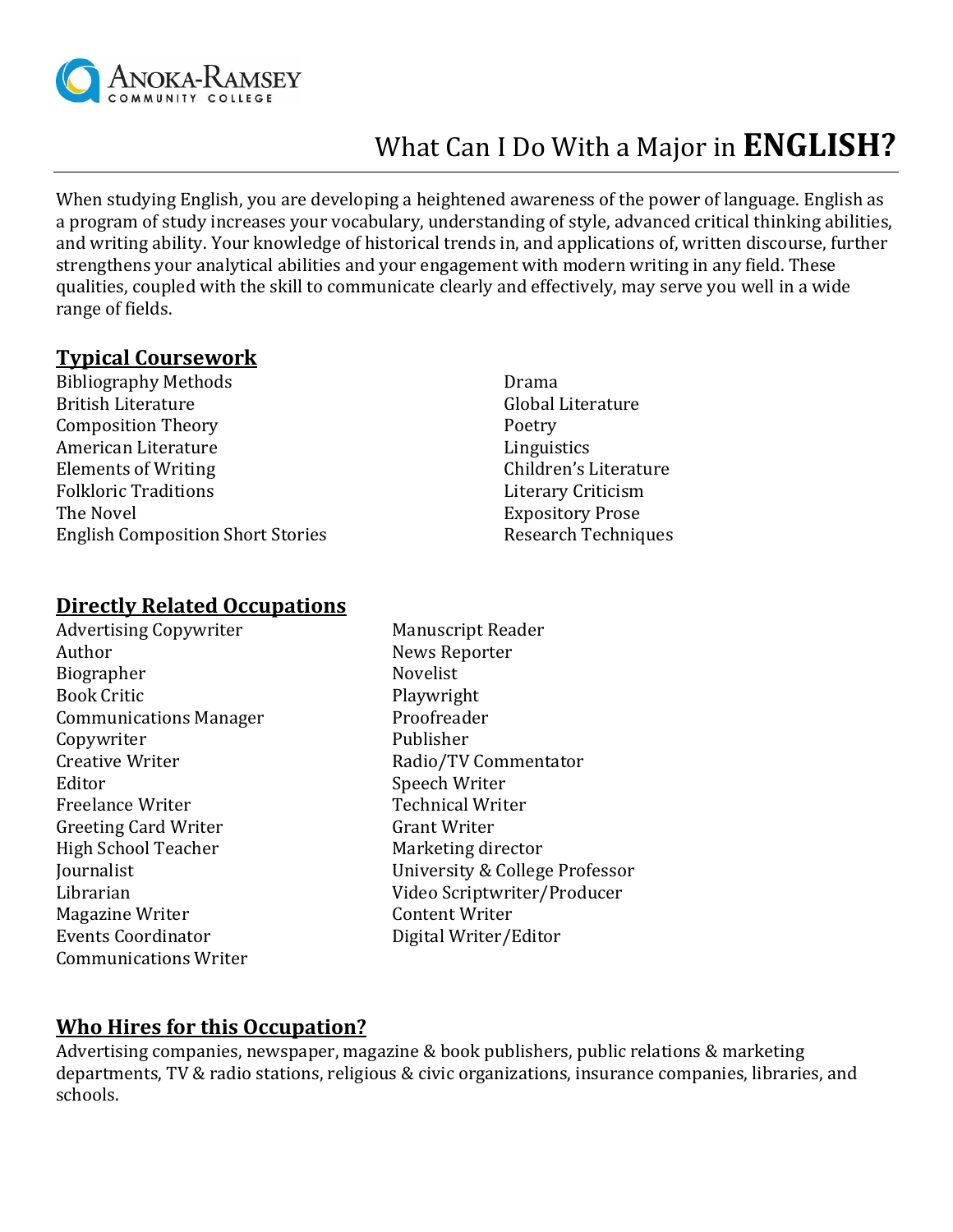Anoka-Ramsey Community College

# What Can I Do With a Major in **ENGLISH?**

When studying English, you are developing a heightened awareness of the power of language. English as a program of study increases your vocabulary, understanding of style, advanced critical thinking abilities, and writing ability. Your knowledge of historical trends in, and applications of, written discourse, further strengthens your analytical abilities and your engagement with modern writing in any field. These qualities, coupled with the skill to communicate clearly and effectively, may serve you well in a wide range of fields.

## Typical Coursework

- Bibliography Methods
- British Literature
- Composition Theory
- American Literature
- Elements of Writing
- Folkloric Traditions
- The Novel
- English Composition Short Stories
- Drama
- Global Literature
- Poetry
- Linguistics
- Children's Literature
- Literary Criticism
- Expository Prose
- Research Techniques

## Directly Related Occupations

- Advertising Copywriter
- Author
- Biographer
- Book Critic
- Communications Manager
- Copywriter
- Creative Writer
- Editor
- Freelance Writer
- Greeting Card Writer
- High School Teacher
- Journalist
- Librarian
- Magazine Writer
- Events Coordinator
- Communications Writer
- Manuscript Reader
- News Reporter
- Novelist
- Playwright
- Proofreader
- Publisher
- Radio/TV Commentator
- Speech Writer
- Technical Writer
- Grant Writer
- Marketing director
- University & College Professor
- Video Scriptwriter/Producer
- Content Writer
- Digital Writer/Editor

## Who Hires for this Occupation?

Advertising companies, newspaper, magazine & book publishers, public relations & marketing departments, TV & radio stations, religious & civic organizations, insurance companies, libraries, and schools.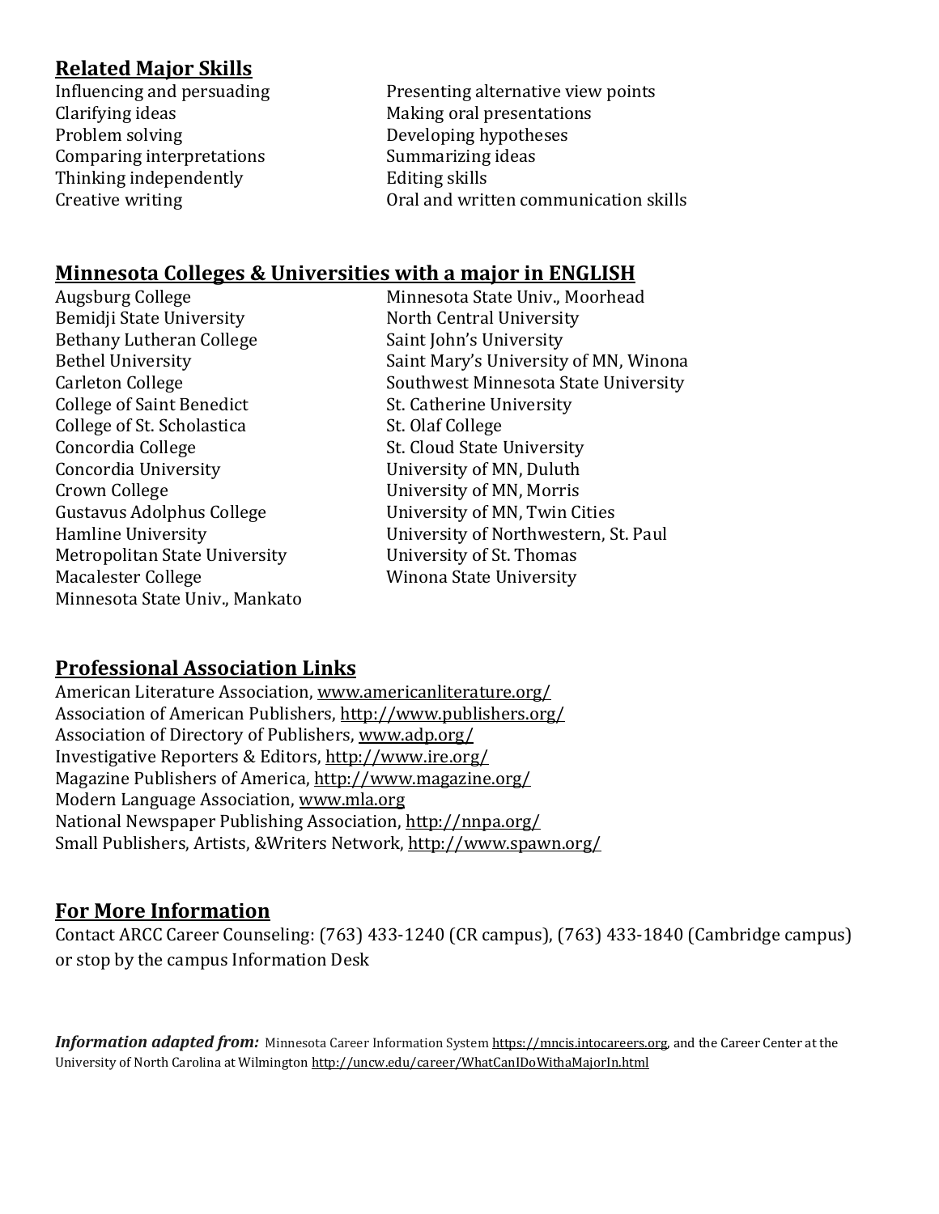## Related Major Skills

- Influencing and persuading
- Clarifying ideas
- Problem solving
- Comparing interpretations
- Thinking independently
- Creative writing
- Presenting alternative view points
- Making oral presentations
- Developing hypotheses
- Summarizing ideas
- Editing skills
- Oral and written communication skills

## Minnesota Colleges & Universities with a major in ENGLISH

- Augsburg College
- Bemidji State University
- Bethany Lutheran College
- Bethel University
- Carleton College
- College of Saint Benedict
- College of St. Scholastica
- Concordia College
- Concordia University
- Crown College
- Gustavus Adolphus College
- Hamline University
- Metropolitan State University
- Macalester College
- Minnesota State Univ., Mankato
- Minnesota State Univ., Moorhead
- North Central University
- Saint John's University
- Saint Mary's University of MN, Winona
- Southwest Minnesota State University
- St. Catherine University
- St. Olaf College
- St. Cloud State University
- University of MN, Duluth
- University of MN, Morris
- University of MN, Twin Cities
- University of Northwestern, St. Paul
- University of St. Thomas
- Winona State University

## Professional Association Links

American Literature Association, www.americanliterature.org/
Association of American Publishers, http://www.publishers.org/
Association of Directory of Publishers, www.adp.org/
Investigative Reporters & Editors, http://www.ire.org/
Magazine Publishers of America, http://www.magazine.org/
Modern Language Association, www.mla.org
National Newspaper Publishing Association, http://nnpa.org/
Small Publishers, Artists, &Writers Network, http://www.spawn.org/

## For More Information

Contact ARCC Career Counseling: (763) 433-1240 (CR campus), (763) 433-1840 (Cambridge campus) or stop by the campus Information Desk

***Information adapted from:*** Minnesota Career Information System https://mncis.intocareers.org, and the Career Center at the University of North Carolina at Wilmington http://uncw.edu/career/WhatCanIDoWithaMajorIn.html